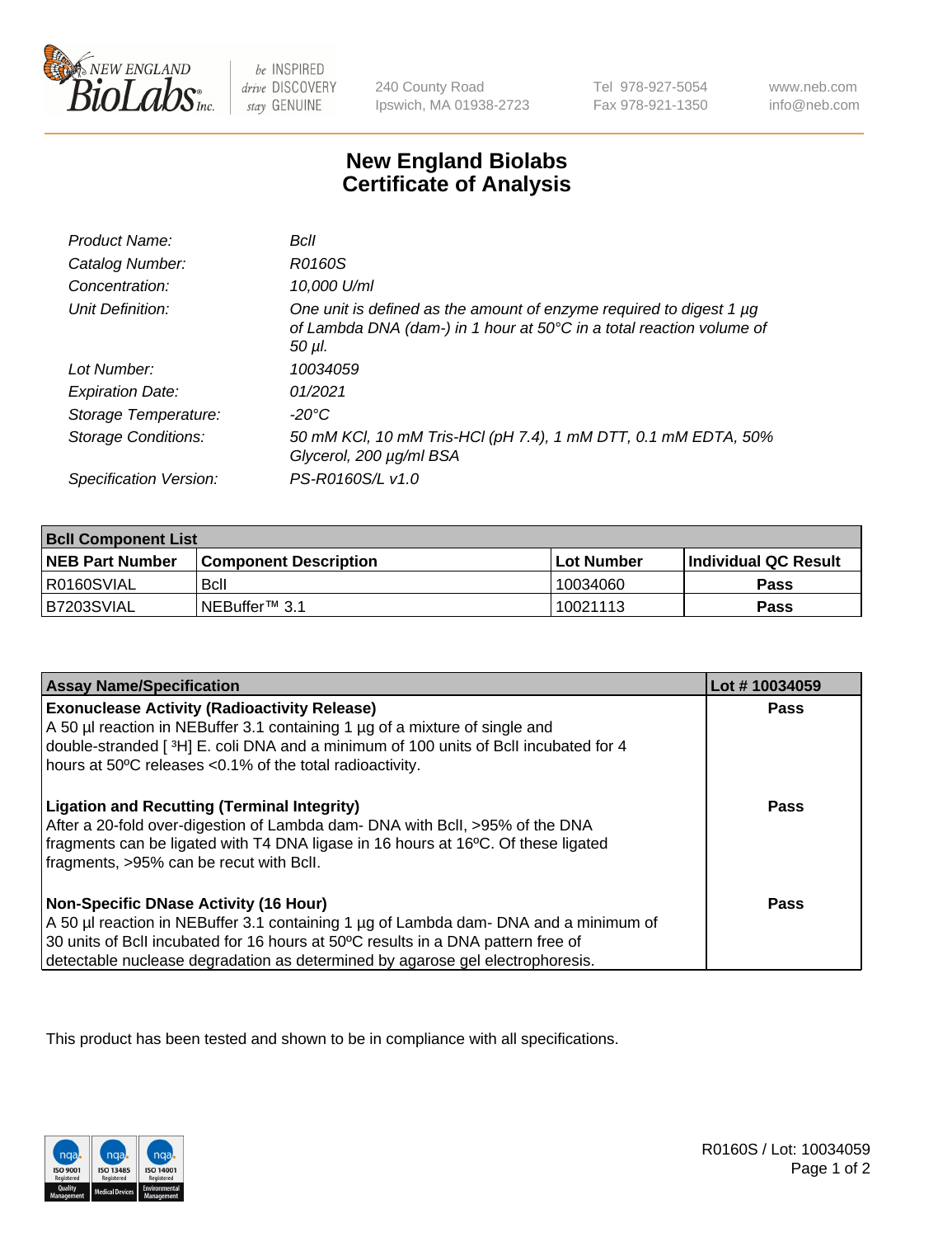New England BioLabs Inc. — be INSPIRED drive DISCOVERY stay GENUINE

240 County Road
Ipswich, MA 01938-2723

Tel 978-927-5054
Fax 978-921-1350

www.neb.com
info@neb.com

# New England Biolabs
# Certificate of Analysis

| | |
|---|---|
| *Product Name:* | *BclI* |
| *Catalog Number:* | *R0160S* |
| *Concentration:* | *10,000 U/ml* |
| *Unit Definition:* | *One unit is defined as the amount of enzyme required to digest 1 µg of Lambda DNA (dam-) in 1 hour at 50°C in a total reaction volume of 50 µl.* |
| *Lot Number:* | *10034059* |
| *Expiration Date:* | *01/2021* |
| *Storage Temperature:* | *-20°C* |
| *Storage Conditions:* | *50 mM KCl, 10 mM Tris-HCl (pH 7.4), 1 mM DTT, 0.1 mM EDTA, 50% Glycerol, 200 µg/ml BSA* |
| *Specification Version:* | *PS-R0160S/L v1.0* |

| BclI Component List | | | |
|---|---|---|---|
| **NEB Part Number** | **Component Description** | **Lot Number** | **Individual QC Result** |
| R0160SVIAL | BclI | 10034060 | **Pass** |
| B7203SVIAL | NEBuffer™ 3.1 | 10021113 | **Pass** |

| Assay Name/Specification | Lot # 10034059 |
|---|---|
| **Exonuclease Activity (Radioactivity Release)** A 50 µl reaction in NEBuffer 3.1 containing 1 µg of a mixture of single and double-stranded [ $^3$H] E. coli DNA and a minimum of 100 units of BclI incubated for 4 hours at 50ºC releases <0.1% of the total radioactivity. | **Pass** |
| **Ligation and Recutting (Terminal Integrity)** After a 20-fold over-digestion of Lambda dam- DNA with BclI, >95% of the DNA fragments can be ligated with T4 DNA ligase in 16 hours at 16ºC. Of these ligated fragments, >95% can be recut with BclI. | **Pass** |
| **Non-Specific DNase Activity (16 Hour)** A 50 µl reaction in NEBuffer 3.1 containing 1 µg of Lambda dam- DNA and a minimum of 30 units of BclI incubated for 16 hours at 50ºC results in a DNA pattern free of detectable nuclease degradation as determined by agarose gel electrophoresis. | **Pass** |

This product has been tested and shown to be in compliance with all specifications.

ISO 9001 Registered Quality Management · ISO 13485 Registered Medical Devices · ISO 14001 Registered Environmental Management

R0160S / Lot: 10034059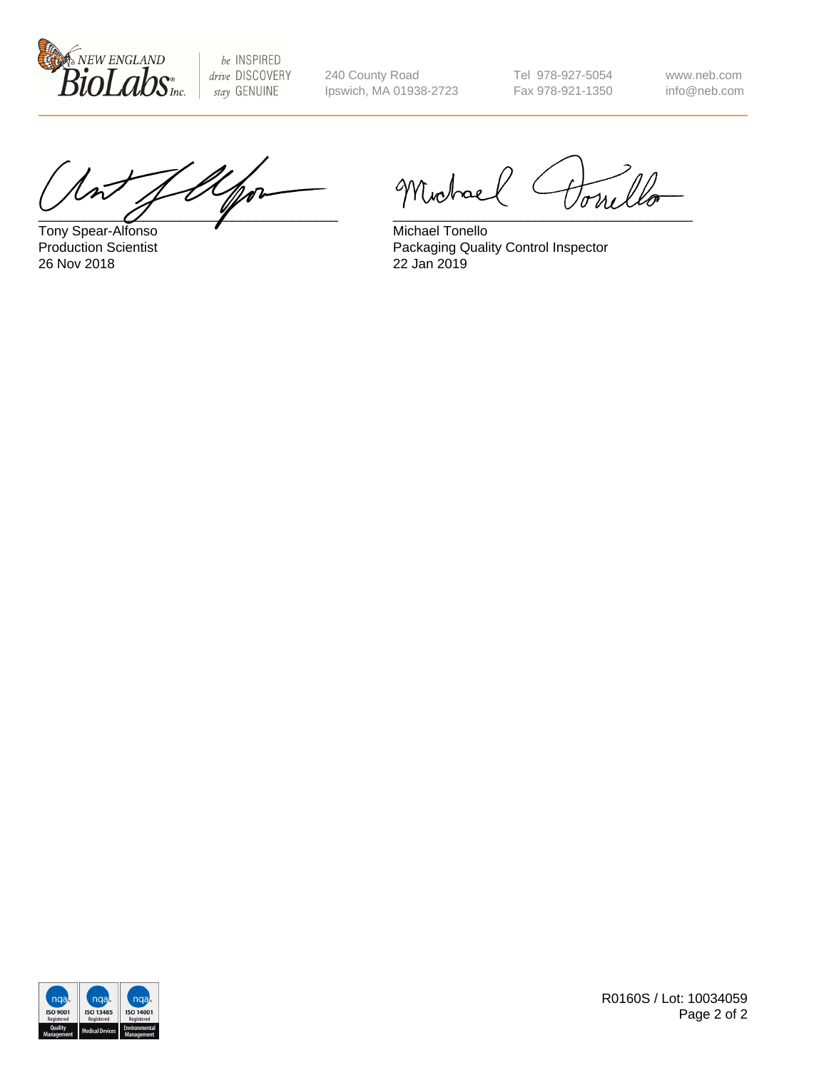NEW ENGLAND BioLabs Inc.

be INSPIRED drive DISCOVERY stay GENUINE

240 County Road
Ipswich, MA 01938-2723

Tel 978-927-5054
Fax 978-921-1350

www.neb.com
info@neb.com

Tony Spear-Alfonso
Production Scientist
26 Nov 2018

Michael Tonello
Packaging Quality Control Inspector
22 Jan 2019

R0160S / Lot: 10034059